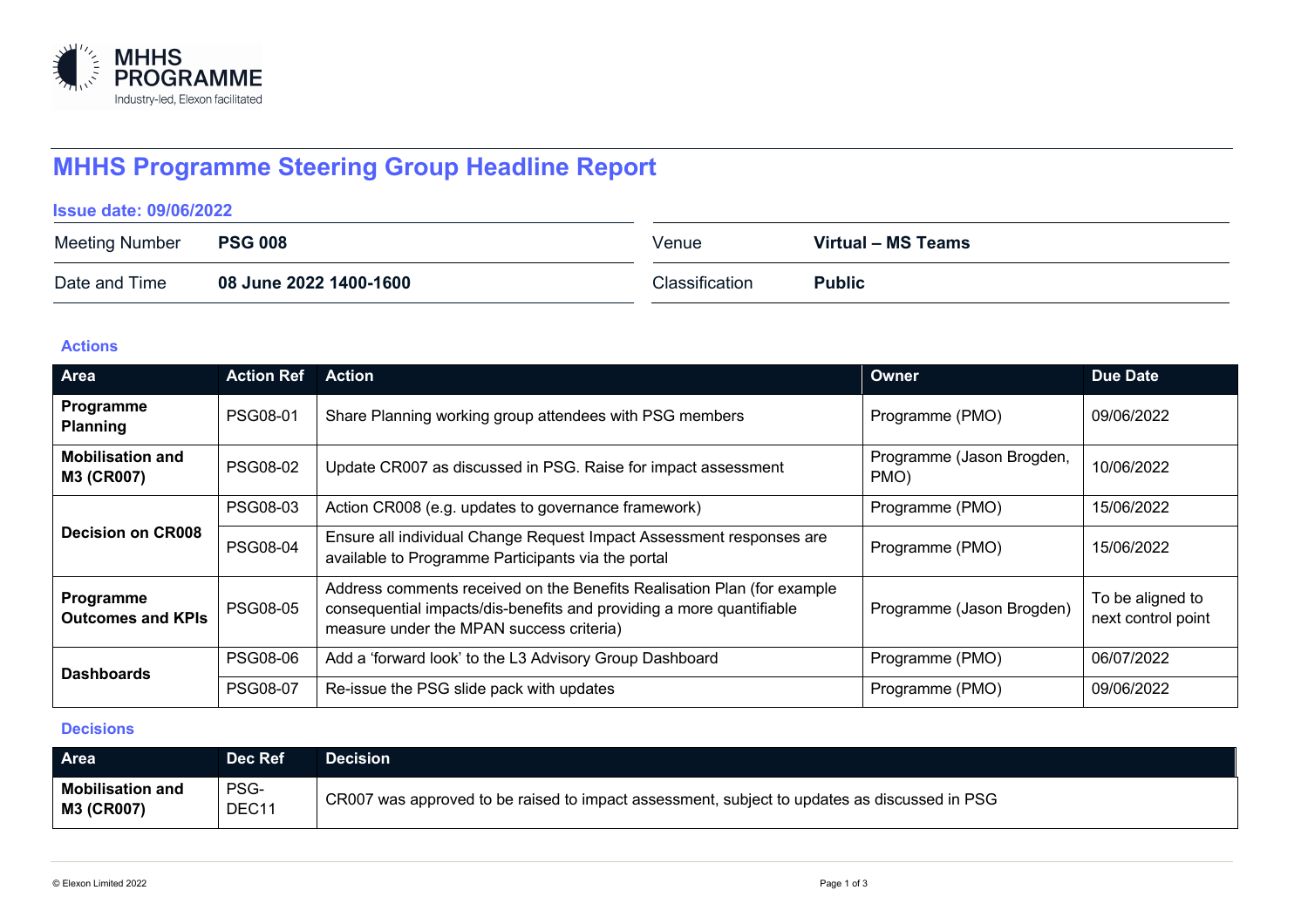MHHS PROGRAMME
Industry-led, Elexon facilitated

# MHHS Programme Steering Group Headline Report

**Issue date: 09/06/2022**

| Meeting Number | **PSG 008** | Venue | **Virtual – MS Teams** |
|---|---|---|---|
| Date and Time | **08 June 2022 1400-1600** | Classification | **Public** |

## Actions

| Area | Action Ref | Action | Owner | Due Date |
|---|---|---|---|---|
| **Programme Planning** | PSG08-01 | Share Planning working group attendees with PSG members | Programme (PMO) | 09/06/2022 |
| **Mobilisation and M3 (CR007)** | PSG08-02 | Update CR007 as discussed in PSG. Raise for impact assessment | Programme (Jason Brogden, PMO) | 10/06/2022 |
| **Decision on CR008** | PSG08-03 | Action CR008 (e.g. updates to governance framework) | Programme (PMO) | 15/06/2022 |
| | PSG08-04 | Ensure all individual Change Request Impact Assessment responses are available to Programme Participants via the portal | Programme (PMO) | 15/06/2022 |
| **Programme Outcomes and KPIs** | PSG08-05 | Address comments received on the Benefits Realisation Plan (for example consequential impacts/dis-benefits and providing a more quantifiable measure under the MPAN success criteria) | Programme (Jason Brogden) | To be aligned to next control point |
| **Dashboards** | PSG08-06 | Add a 'forward look' to the L3 Advisory Group Dashboard | Programme (PMO) | 06/07/2022 |
| | PSG08-07 | Re-issue the PSG slide pack with updates | Programme (PMO) | 09/06/2022 |

## Decisions

| Area | Dec Ref | Decision |
|---|---|---|
| **Mobilisation and M3 (CR007)** | PSG-DEC11 | CR007 was approved to be raised to impact assessment, subject to updates as discussed in PSG |

© Elexon Limited 2022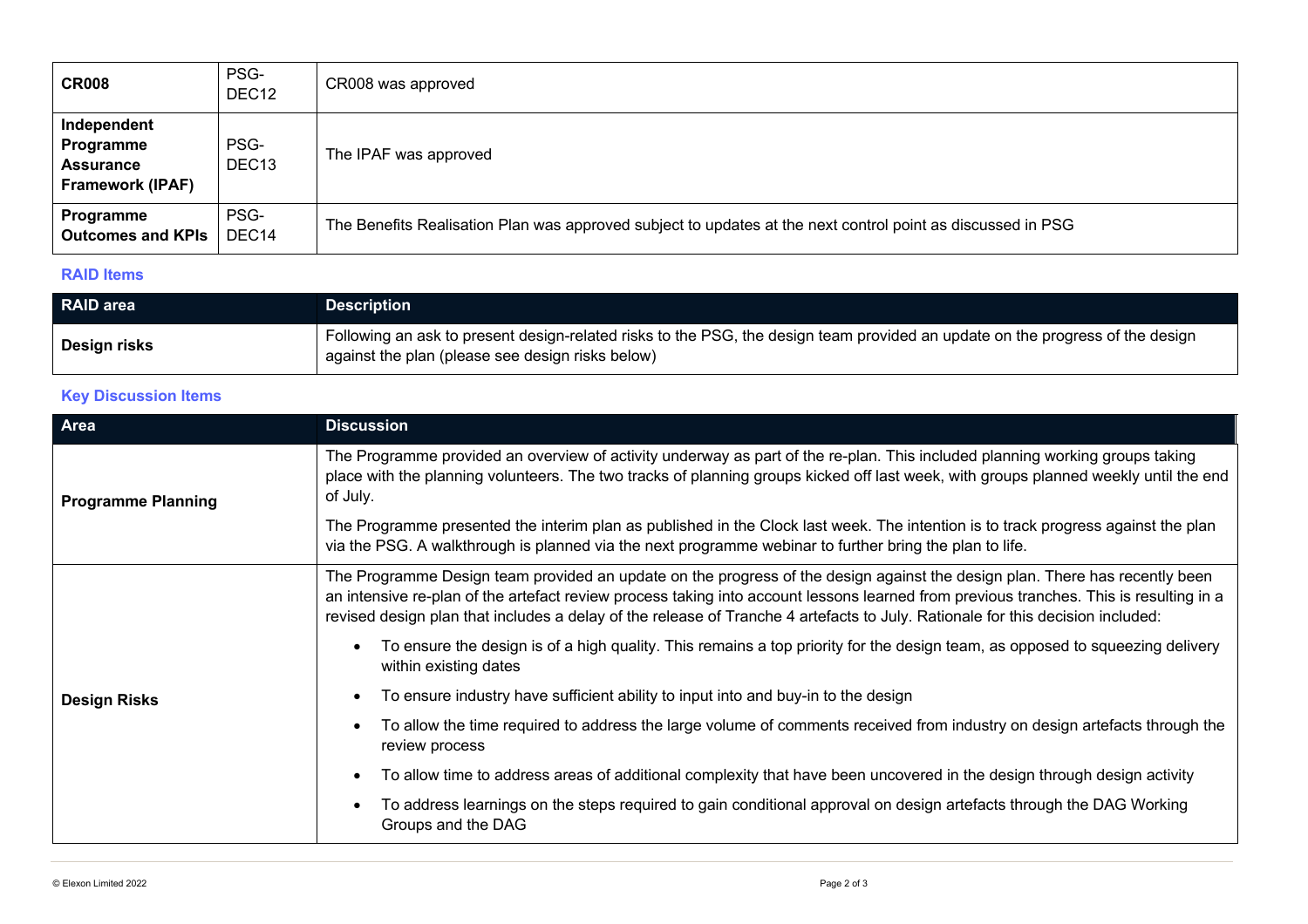| | | |
|---|---|---|
| **CR008** | PSG-DEC12 | CR008 was approved |
| **Independent Programme Assurance Framework (IPAF)** | PSG-DEC13 | The IPAF was approved |
| **Programme Outcomes and KPIs** | PSG-DEC14 | The Benefits Realisation Plan was approved subject to updates at the next control point as discussed in PSG |

### RAID Items

| RAID area | Description |
|---|---|
| **Design risks** | Following an ask to present design-related risks to the PSG, the design team provided an update on the progress of the design against the plan (please see design risks below) |

### Key Discussion Items

| Area | Discussion |
|---|---|
| **Programme Planning** | The Programme provided an overview of activity underway as part of the re-plan. This included planning working groups taking place with the planning volunteers. The two tracks of planning groups kicked off last week, with groups planned weekly until the end of July.<br><br>The Programme presented the interim plan as published in the Clock last week. The intention is to track progress against the plan via the PSG. A walkthrough is planned via the next programme webinar to further bring the plan to life. |
| **Design Risks** | The Programme Design team provided an update on the progress of the design against the design plan. There has recently been an intensive re-plan of the artefact review process taking into account lessons learned from previous tranches. This is resulting in a revised design plan that includes a delay of the release of Tranche 4 artefacts to July. Rationale for this decision included:<br><br>• To ensure the design is of a high quality. This remains a top priority for the design team, as opposed to squeezing delivery within existing dates<br>• To ensure industry have sufficient ability to input into and buy-in to the design<br>• To allow the time required to address the large volume of comments received from industry on design artefacts through the review process<br>• To allow time to address areas of additional complexity that have been uncovered in the design through design activity<br>• To address learnings on the steps required to gain conditional approval on design artefacts through the DAG Working Groups and the DAG |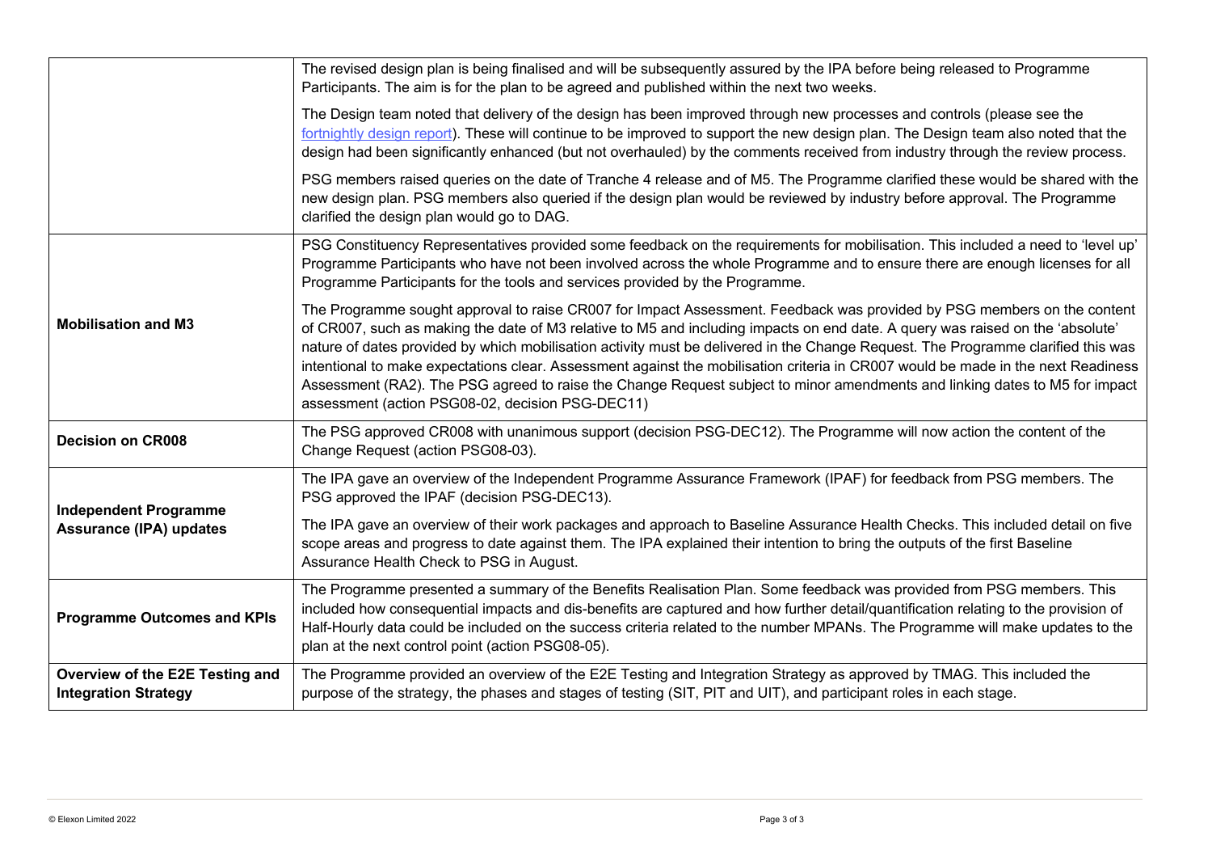| | |
|---|---|
| | The revised design plan is being finalised and will be subsequently assured by the IPA before being released to Programme Participants. The aim is for the plan to be agreed and published within the next two weeks.<br><br>The Design team noted that delivery of the design has been improved through new processes and controls (please see the fortnightly design report). These will continue to be improved to support the new design plan. The Design team also noted that the design had been significantly enhanced (but not overhauled) by the comments received from industry through the review process.<br><br>PSG members raised queries on the date of Tranche 4 release and of M5. The Programme clarified these would be shared with the new design plan. PSG members also queried if the design plan would be reviewed by industry before approval. The Programme clarified the design plan would go to DAG. |
| **Mobilisation and M3** | PSG Constituency Representatives provided some feedback on the requirements for mobilisation. This included a need to 'level up' Programme Participants who have not been involved across the whole Programme and to ensure there are enough licenses for all Programme Participants for the tools and services provided by the Programme.<br><br>The Programme sought approval to raise CR007 for Impact Assessment. Feedback was provided by PSG members on the content of CR007, such as making the date of M3 relative to M5 and including impacts on end date. A query was raised on the 'absolute' nature of dates provided by which mobilisation activity must be delivered in the Change Request. The Programme clarified this was intentional to make expectations clear. Assessment against the mobilisation criteria in CR007 would be made in the next Readiness Assessment (RA2). The PSG agreed to raise the Change Request subject to minor amendments and linking dates to M5 for impact assessment (action PSG08-02, decision PSG-DEC11) |
| **Decision on CR008** | The PSG approved CR008 with unanimous support (decision PSG-DEC12). The Programme will now action the content of the Change Request (action PSG08-03). |
| **Independent Programme Assurance (IPA) updates** | The IPA gave an overview of the Independent Programme Assurance Framework (IPAF) for feedback from PSG members. The PSG approved the IPAF (decision PSG-DEC13).<br><br>The IPA gave an overview of their work packages and approach to Baseline Assurance Health Checks. This included detail on five scope areas and progress to date against them. The IPA explained their intention to bring the outputs of the first Baseline Assurance Health Check to PSG in August. |
| **Programme Outcomes and KPIs** | The Programme presented a summary of the Benefits Realisation Plan. Some feedback was provided from PSG members. This included how consequential impacts and dis-benefits are captured and how further detail/quantification relating to the provision of Half-Hourly data could be included on the success criteria related to the number MPANs. The Programme will make updates to the plan at the next control point (action PSG08-05). |
| **Overview of the E2E Testing and Integration Strategy** | The Programme provided an overview of the E2E Testing and Integration Strategy as approved by TMAG. This included the purpose of the strategy, the phases and stages of testing (SIT, PIT and UIT), and participant roles in each stage. |